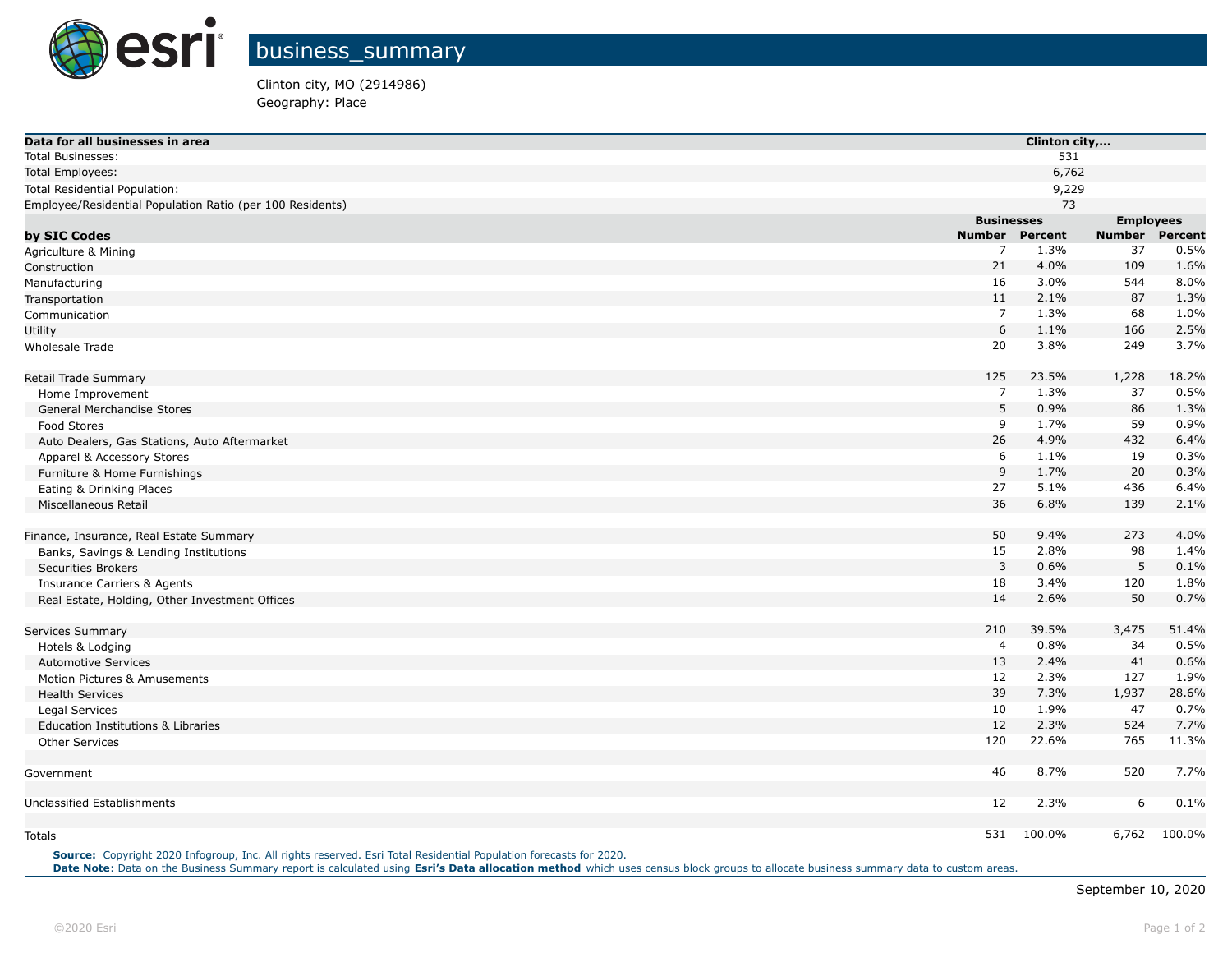# business_summary

Clinton city, MO (2914986)
Geography: Place

| Data for all businesses in area | Clinton city,... | | | |
|---|---|---|---|---|
| Total Businesses: | 531 | | | |
| Total Employees: | 6,762 | | | |
| Total Residential Population: | 9,229 | | | |
| Employee/Residential Population Ratio (per 100 Residents) | 73 | | | |
| | **Businesses** | | **Employees** | |
| **by SIC Codes** | **Number** | **Percent** | **Number** | **Percent** |
| Agriculture & Mining | 7 | 1.3% | 37 | 0.5% |
| Construction | 21 | 4.0% | 109 | 1.6% |
| Manufacturing | 16 | 3.0% | 544 | 8.0% |
| Transportation | 11 | 2.1% | 87 | 1.3% |
| Communication | 7 | 1.3% | 68 | 1.0% |
| Utility | 6 | 1.1% | 166 | 2.5% |
| Wholesale Trade | 20 | 3.8% | 249 | 3.7% |
| Retail Trade Summary | 125 | 23.5% | 1,228 | 18.2% |
| Home Improvement | 7 | 1.3% | 37 | 0.5% |
| General Merchandise Stores | 5 | 0.9% | 86 | 1.3% |
| Food Stores | 9 | 1.7% | 59 | 0.9% |
| Auto Dealers, Gas Stations, Auto Aftermarket | 26 | 4.9% | 432 | 6.4% |
| Apparel & Accessory Stores | 6 | 1.1% | 19 | 0.3% |
| Furniture & Home Furnishings | 9 | 1.7% | 20 | 0.3% |
| Eating & Drinking Places | 27 | 5.1% | 436 | 6.4% |
| Miscellaneous Retail | 36 | 6.8% | 139 | 2.1% |
| Finance, Insurance, Real Estate Summary | 50 | 9.4% | 273 | 4.0% |
| Banks, Savings & Lending Institutions | 15 | 2.8% | 98 | 1.4% |
| Securities Brokers | 3 | 0.6% | 5 | 0.1% |
| Insurance Carriers & Agents | 18 | 3.4% | 120 | 1.8% |
| Real Estate, Holding, Other Investment Offices | 14 | 2.6% | 50 | 0.7% |
| Services Summary | 210 | 39.5% | 3,475 | 51.4% |
| Hotels & Lodging | 4 | 0.8% | 34 | 0.5% |
| Automotive Services | 13 | 2.4% | 41 | 0.6% |
| Motion Pictures & Amusements | 12 | 2.3% | 127 | 1.9% |
| Health Services | 39 | 7.3% | 1,937 | 28.6% |
| Legal Services | 10 | 1.9% | 47 | 0.7% |
| Education Institutions & Libraries | 12 | 2.3% | 524 | 7.7% |
| Other Services | 120 | 22.6% | 765 | 11.3% |
| Government | 46 | 8.7% | 520 | 7.7% |
| Unclassified Establishments | 12 | 2.3% | 6 | 0.1% |
| Totals | 531 | 100.0% | 6,762 | 100.0% |

**Source:** Copyright 2020 Infogroup, Inc. All rights reserved. Esri Total Residential Population forecasts for 2020.
**Date Note**: Data on the Business Summary report is calculated using **Esri's Data allocation method** which uses census block groups to allocate business summary data to custom areas.

September 10, 2020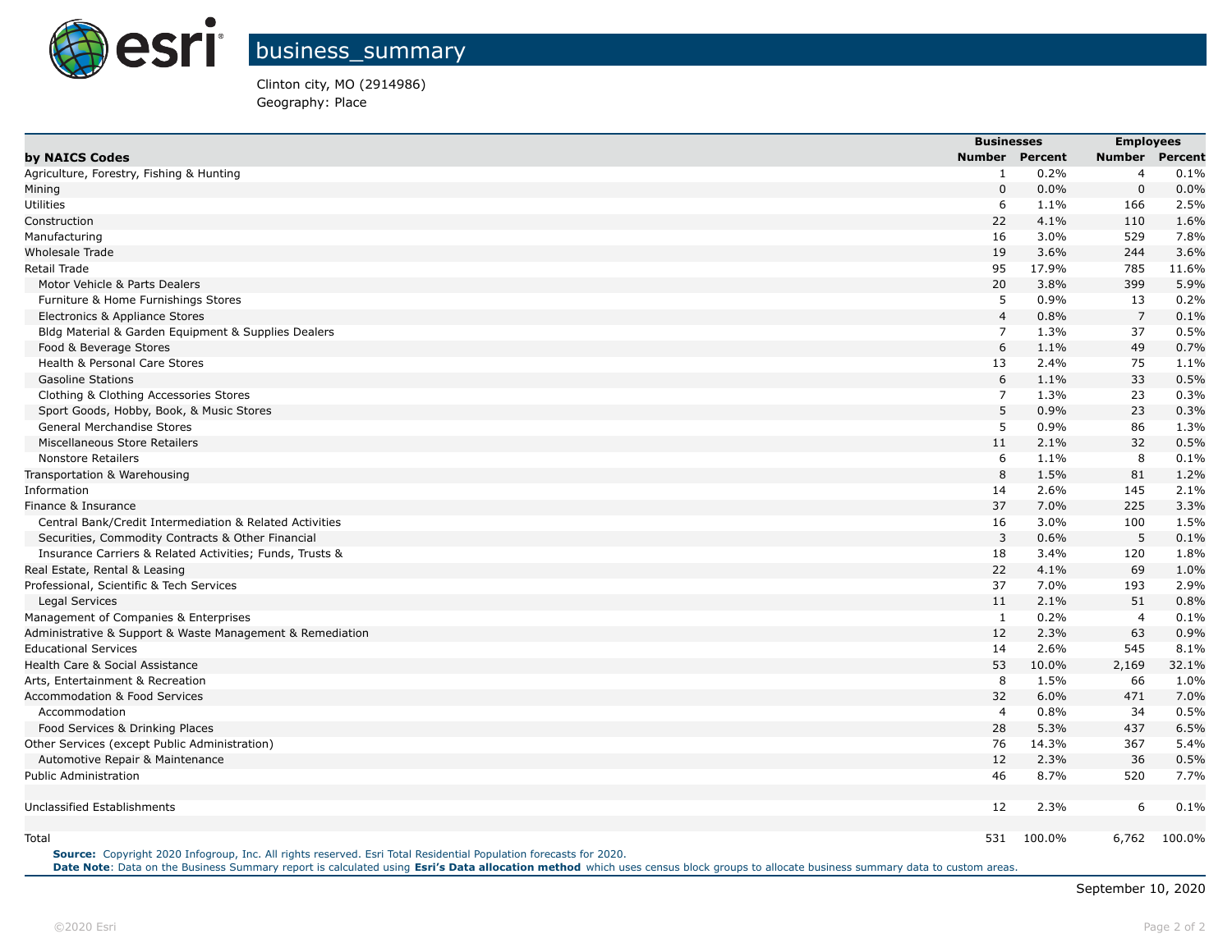# business_summary

Clinton city, MO (2914986)
Geography: Place

| | Businesses | | Employees | |
|---|---|---|---|---|
| **by NAICS Codes** | **Number** | **Percent** | **Number** | **Percent** |
| Agriculture, Forestry, Fishing & Hunting | 1 | 0.2% | 4 | 0.1% |
| Mining | 0 | 0.0% | 0 | 0.0% |
| Utilities | 6 | 1.1% | 166 | 2.5% |
| Construction | 22 | 4.1% | 110 | 1.6% |
| Manufacturing | 16 | 3.0% | 529 | 7.8% |
| Wholesale Trade | 19 | 3.6% | 244 | 3.6% |
| Retail Trade | 95 | 17.9% | 785 | 11.6% |
| Motor Vehicle & Parts Dealers | 20 | 3.8% | 399 | 5.9% |
| Furniture & Home Furnishings Stores | 5 | 0.9% | 13 | 0.2% |
| Electronics & Appliance Stores | 4 | 0.8% | 7 | 0.1% |
| Bldg Material & Garden Equipment & Supplies Dealers | 7 | 1.3% | 37 | 0.5% |
| Food & Beverage Stores | 6 | 1.1% | 49 | 0.7% |
| Health & Personal Care Stores | 13 | 2.4% | 75 | 1.1% |
| Gasoline Stations | 6 | 1.1% | 33 | 0.5% |
| Clothing & Clothing Accessories Stores | 7 | 1.3% | 23 | 0.3% |
| Sport Goods, Hobby, Book, & Music Stores | 5 | 0.9% | 23 | 0.3% |
| General Merchandise Stores | 5 | 0.9% | 86 | 1.3% |
| Miscellaneous Store Retailers | 11 | 2.1% | 32 | 0.5% |
| Nonstore Retailers | 6 | 1.1% | 8 | 0.1% |
| Transportation & Warehousing | 8 | 1.5% | 81 | 1.2% |
| Information | 14 | 2.6% | 145 | 2.1% |
| Finance & Insurance | 37 | 7.0% | 225 | 3.3% |
| Central Bank/Credit Intermediation & Related Activities | 16 | 3.0% | 100 | 1.5% |
| Securities, Commodity Contracts & Other Financial | 3 | 0.6% | 5 | 0.1% |
| Insurance Carriers & Related Activities; Funds, Trusts & | 18 | 3.4% | 120 | 1.8% |
| Real Estate, Rental & Leasing | 22 | 4.1% | 69 | 1.0% |
| Professional, Scientific & Tech Services | 37 | 7.0% | 193 | 2.9% |
| Legal Services | 11 | 2.1% | 51 | 0.8% |
| Management of Companies & Enterprises | 1 | 0.2% | 4 | 0.1% |
| Administrative & Support & Waste Management & Remediation | 12 | 2.3% | 63 | 0.9% |
| Educational Services | 14 | 2.6% | 545 | 8.1% |
| Health Care & Social Assistance | 53 | 10.0% | 2,169 | 32.1% |
| Arts, Entertainment & Recreation | 8 | 1.5% | 66 | 1.0% |
| Accommodation & Food Services | 32 | 6.0% | 471 | 7.0% |
| Accommodation | 4 | 0.8% | 34 | 0.5% |
| Food Services & Drinking Places | 28 | 5.3% | 437 | 6.5% |
| Other Services (except Public Administration) | 76 | 14.3% | 367 | 5.4% |
| Automotive Repair & Maintenance | 12 | 2.3% | 36 | 0.5% |
| Public Administration | 46 | 8.7% | 520 | 7.7% |
| | | | | |
| Unclassified Establishments | 12 | 2.3% | 6 | 0.1% |
| | | | | |
| Total | 531 | 100.0% | 6,762 | 100.0% |

**Source:** Copyright 2020 Infogroup, Inc. All rights reserved. Esri Total Residential Population forecasts for 2020.
**Date Note**: Data on the Business Summary report is calculated using **Esri's Data allocation method** which uses census block groups to allocate business summary data to custom areas.

September 10, 2020